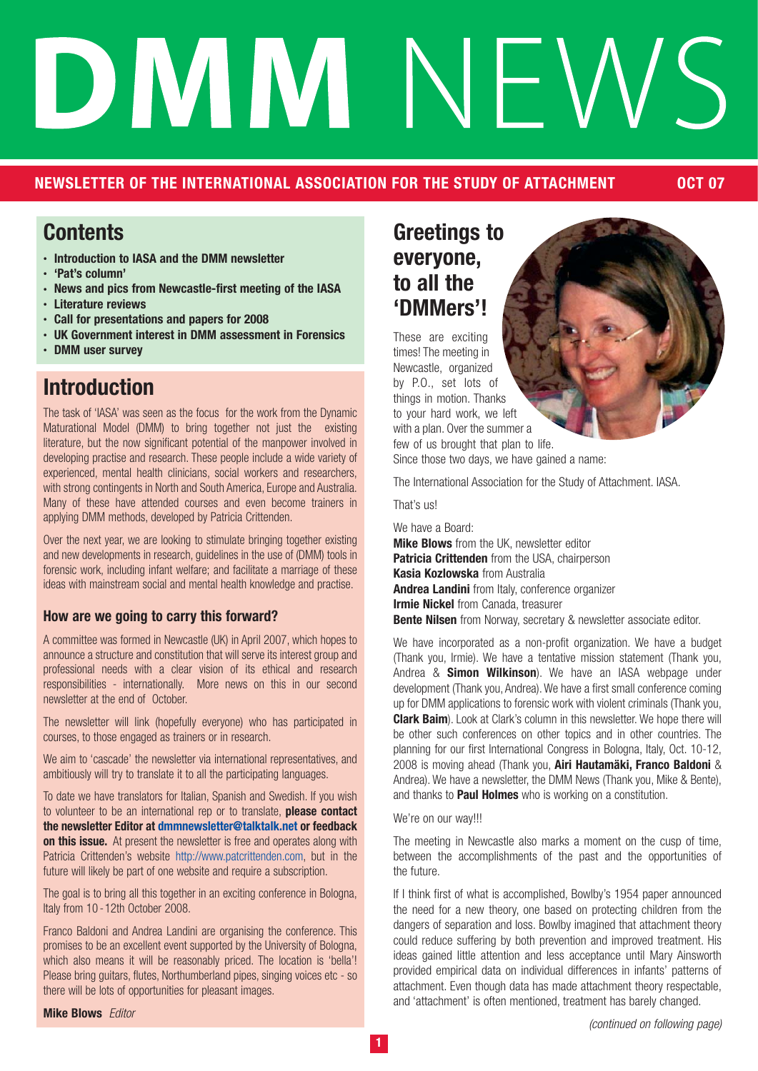# DMM NEWS

**NEWSLETTER OF THE INTERNATIONAL ASSOCIATION FOR THE STUDY OF ATTACHMENT** **OCT 07**

## Contents

- **Introduction to IASA and the DMM newsletter**
- **'Pat's column'**
- **News and pics from Newcastle-first meeting of the IASA**
- **Literature reviews**
- **Call for presentations and papers for 2008**
- **UK Government interest in DMM assessment in Forensics**
- **DMM user survey**

## Introduction

The task of 'IASA' was seen as the focus for the work from the Dynamic Maturational Model (DMM) to bring together not just the existing literature, but the now significant potential of the manpower involved in developing practise and research. These people include a wide variety of experienced, mental health clinicians, social workers and researchers, with strong contingents in North and South America, Europe and Australia. Many of these have attended courses and even become trainers in applying DMM methods, developed by Patricia Crittenden.

Over the next year, we are looking to stimulate bringing together existing and new developments in research, guidelines in the use of (DMM) tools in forensic work, including infant welfare; and facilitate a marriage of these ideas with mainstream social and mental health knowledge and practise.

### How are we going to carry this forward?

A committee was formed in Newcastle (UK) in April 2007, which hopes to announce a structure and constitution that will serve its interest group and professional needs with a clear vision of its ethical and research responsibilities - internationally. More news on this in our second newsletter at the end of October.

The newsletter will link (hopefully everyone) who has participated in courses, to those engaged as trainers or in research.

We aim to 'cascade' the newsletter via international representatives, and ambitiously will try to translate it to all the participating languages.

To date we have translators for Italian, Spanish and Swedish. If you wish to volunteer to be an international rep or to translate, **please contact the newsletter Editor at dmmnewsletter@talktalk.net or feedback on this issue.** At present the newsletter is free and operates along with Patricia Crittenden's website http://www.patcrittenden.com, but in the future will likely be part of one website and require a subscription.

The goal is to bring all this together in an exciting conference in Bologna, Italy from 10 - 12th October 2008.

Franco Baldoni and Andrea Landini are organising the conference. This promises to be an excellent event supported by the University of Bologna, which also means it will be reasonably priced. The location is 'bella'! Please bring guitars, flutes, Northumberland pipes, singing voices etc - so there will be lots of opportunities for pleasant images.

**Mike Blows** *Editor*

## Greetings to everyone, to all the 'DMMers'!

These are exciting times! The meeting in Newcastle, organized by P.O., set lots of things in motion. Thanks to your hard work, we left with a plan. Over the summer a few of us brought that plan to life. Since those two days, we have gained a name:

The International Association for the Study of Attachment. IASA.

That's us!

We have a Board:
**Mike Blows** from the UK, newsletter editor
**Patricia Crittenden** from the USA, chairperson
**Kasia Kozlowska** from Australia
**Andrea Landini** from Italy, conference organizer
**Irmie Nickel** from Canada, treasurer
**Bente Nilsen** from Norway, secretary & newsletter associate editor.

We have incorporated as a non-profit organization. We have a budget (Thank you, Irmie). We have a tentative mission statement (Thank you, Andrea & **Simon Wilkinson**). We have an IASA webpage under development (Thank you, Andrea). We have a first small conference coming up for DMM applications to forensic work with violent criminals (Thank you, **Clark Baim**). Look at Clark's column in this newsletter. We hope there will be other such conferences on other topics and in other countries. The planning for our first International Congress in Bologna, Italy, Oct. 10-12, 2008 is moving ahead (Thank you, **Airi Hautamäki, Franco Baldoni** & Andrea). We have a newsletter, the DMM News (Thank you, Mike & Bente), and thanks to **Paul Holmes** who is working on a constitution.

We're on our way!!!

The meeting in Newcastle also marks a moment on the cusp of time, between the accomplishments of the past and the opportunities of the future.

If I think first of what is accomplished, Bowlby's 1954 paper announced the need for a new theory, one based on protecting children from the dangers of separation and loss. Bowlby imagined that attachment theory could reduce suffering by both prevention and improved treatment. His ideas gained little attention and less acceptance until Mary Ainsworth provided empirical data on individual differences in infants' patterns of attachment. Even though data has made attachment theory respectable, and 'attachment' is often mentioned, treatment has barely changed.

*(continued on following page)*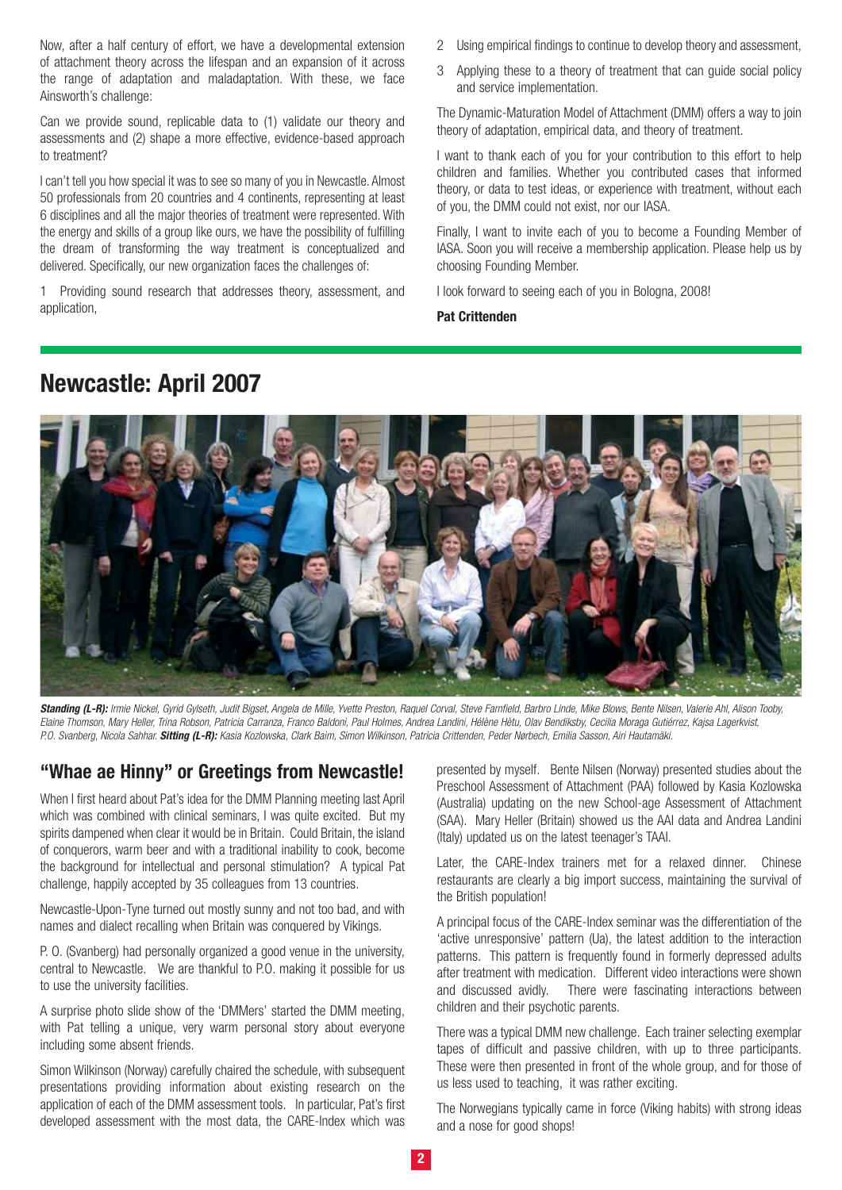Now, after a half century of effort, we have a developmental extension of attachment theory across the lifespan and an expansion of it across the range of adaptation and maladaptation. With these, we face Ainsworth's challenge:

Can we provide sound, replicable data to (1) validate our theory and assessments and (2) shape a more effective, evidence-based approach to treatment?

I can't tell you how special it was to see so many of you in Newcastle. Almost 50 professionals from 20 countries and 4 continents, representing at least 6 disciplines and all the major theories of treatment were represented. With the energy and skills of a group like ours, we have the possibility of fulfilling the dream of transforming the way treatment is conceptualized and delivered. Specifically, our new organization faces the challenges of:

1. Providing sound research that addresses theory, assessment, and application,
2. Using empirical findings to continue to develop theory and assessment,
3. Applying these to a theory of treatment that can guide social policy and service implementation.

The Dynamic-Maturation Model of Attachment (DMM) offers a way to join theory of adaptation, empirical data, and theory of treatment.

I want to thank each of you for your contribution to this effort to help children and families. Whether you contributed cases that informed theory, or data to test ideas, or experience with treatment, without each of you, the DMM could not exist, nor our IASA.

Finally, I want to invite each of you to become a Founding Member of IASA. Soon you will receive a membership application. Please help us by choosing Founding Member.

I look forward to seeing each of you in Bologna, 2008!

**Pat Crittenden**

## Newcastle: April 2007

***Standing (L-R):*** *Irmie Nickel, Gyrid Gylseth, Judit Bigset, Angela de Mille, Yvette Preston, Raquel Corval, Steve Farnfield, Barbro Linde, Mike Blows, Bente Nilsen, Valerie Ahl, Alison Tooby, Elaine Thomson, Mary Heller, Trina Robson, Patricia Carranza, Franco Baldoni, Paul Holmes, Andrea Landini, Hélène Hètu, Olav Bendiksby, Cecilia Moraga Gutiérrez, Kajsa Lagerkvist, P.O. Svanberg, Nicola Sahhar.* ***Sitting (L-R):*** *Kasia Kozlowska, Clark Baim, Simon Wilkinson, Patricia Crittenden, Peder Nørbech, Emilia Sasson, Airi Hautamäki.*

### "Whae ae Hinny" or Greetings from Newcastle!

When I first heard about Pat's idea for the DMM Planning meeting last April which was combined with clinical seminars, I was quite excited. But my spirits dampened when clear it would be in Britain. Could Britain, the island of conquerors, warm beer and with a traditional inability to cook, become the background for intellectual and personal stimulation? A typical Pat challenge, happily accepted by 35 colleagues from 13 countries.

Newcastle-Upon-Tyne turned out mostly sunny and not too bad, and with names and dialect recalling when Britain was conquered by Vikings.

P. O. (Svanberg) had personally organized a good venue in the university, central to Newcastle. We are thankful to P.O. making it possible for us to use the university facilities.

A surprise photo slide show of the 'DMMers' started the DMM meeting, with Pat telling a unique, very warm personal story about everyone including some absent friends.

Simon Wilkinson (Norway) carefully chaired the schedule, with subsequent presentations providing information about existing research on the application of each of the DMM assessment tools. In particular, Pat's first developed assessment with the most data, the CARE-Index which was presented by myself. Bente Nilsen (Norway) presented studies about the Preschool Assessment of Attachment (PAA) followed by Kasia Kozlowska (Australia) updating on the new School-age Assessment of Attachment (SAA). Mary Heller (Britain) showed us the AAI data and Andrea Landini (Italy) updated us on the latest teenager's TAAI.

Later, the CARE-Index trainers met for a relaxed dinner. Chinese restaurants are clearly a big import success, maintaining the survival of the British population!

A principal focus of the CARE-Index seminar was the differentiation of the 'active unresponsive' pattern (Ua), the latest addition to the interaction patterns. This pattern is frequently found in formerly depressed adults after treatment with medication. Different video interactions were shown and discussed avidly. There were fascinating interactions between children and their psychotic parents.

There was a typical DMM new challenge. Each trainer selecting exemplar tapes of difficult and passive children, with up to three participants. These were then presented in front of the whole group, and for those of us less used to teaching, it was rather exciting.

The Norwegians typically came in force (Viking habits) with strong ideas and a nose for good shops!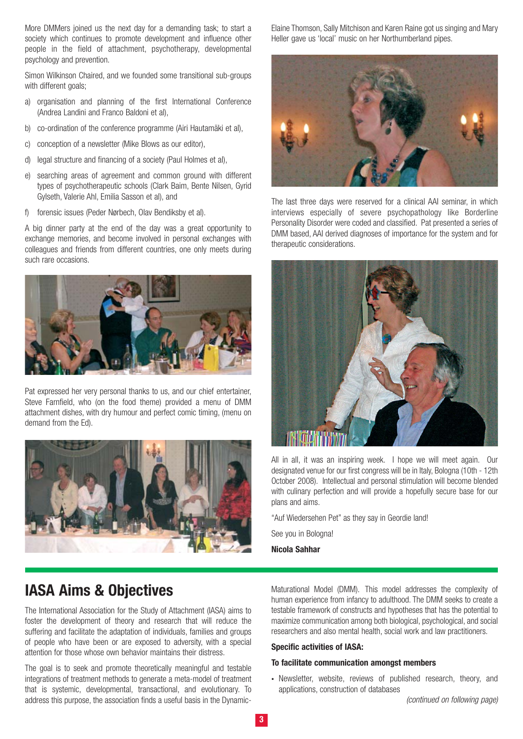More DMMers joined us the next day for a demanding task; to start a society which continues to promote development and influence other people in the field of attachment, psychotherapy, developmental psychology and prevention.

Simon Wilkinson Chaired, and we founded some transitional sub-groups with different goals;

a) organisation and planning of the first International Conference (Andrea Landini and Franco Baldoni et al),

b) co-ordination of the conference programme (Airi Hautamäki et al),

c) conception of a newsletter (Mike Blows as our editor),

d) legal structure and financing of a society (Paul Holmes et al),

e) searching areas of agreement and common ground with different types of psychotherapeutic schools (Clark Baim, Bente Nilsen, Gyrid Gylseth, Valerie Ahl, Emilia Sasson et al), and

f) forensic issues (Peder Nørbech, Olav Bendiksby et al).

A big dinner party at the end of the day was a great opportunity to exchange memories, and become involved in personal exchanges with colleagues and friends from different countries, one only meets during such rare occasions.

Pat expressed her very personal thanks to us, and our chief entertainer, Steve Farnfield, who (on the food theme) provided a menu of DMM attachment dishes, with dry humour and perfect comic timing, (menu on demand from the Ed).

Elaine Thomson, Sally Mitchison and Karen Raine got us singing and Mary Heller gave us 'local' music on her Northumberland pipes.

The last three days were reserved for a clinical AAI seminar, in which interviews especially of severe psychopathology like Borderline Personality Disorder were coded and classified. Pat presented a series of DMM based, AAI derived diagnoses of importance for the system and for therapeutic considerations.

All in all, it was an inspiring week. I hope we will meet again. Our designated venue for our first congress will be in Italy, Bologna (10th - 12th October 2008). Intellectual and personal stimulation will become blended with culinary perfection and will provide a hopefully secure base for our plans and aims.

"Auf Wiedersehen Pet" as they say in Geordie land!

See you in Bologna!

**Nicola Sahhar**

## IASA Aims & Objectives

The International Association for the Study of Attachment (IASA) aims to foster the development of theory and research that will reduce the suffering and facilitate the adaptation of individuals, families and groups of people who have been or are exposed to adversity, with a special attention for those whose own behavior maintains their distress.

The goal is to seek and promote theoretically meaningful and testable integrations of treatment methods to generate a meta-model of treatment that is systemic, developmental, transactional, and evolutionary. To address this purpose, the association finds a useful basis in the Dynamic-Maturational Model (DMM). This model addresses the complexity of human experience from infancy to adulthood. The DMM seeks to create a testable framework of constructs and hypotheses that has the potential to maximize communication among both biological, psychological, and social researchers and also mental health, social work and law practitioners.

**Specific activities of IASA:**

**To facilitate communication amongst members**

- Newsletter, website, reviews of published research, theory, and applications, construction of databases

*(continued on following page)*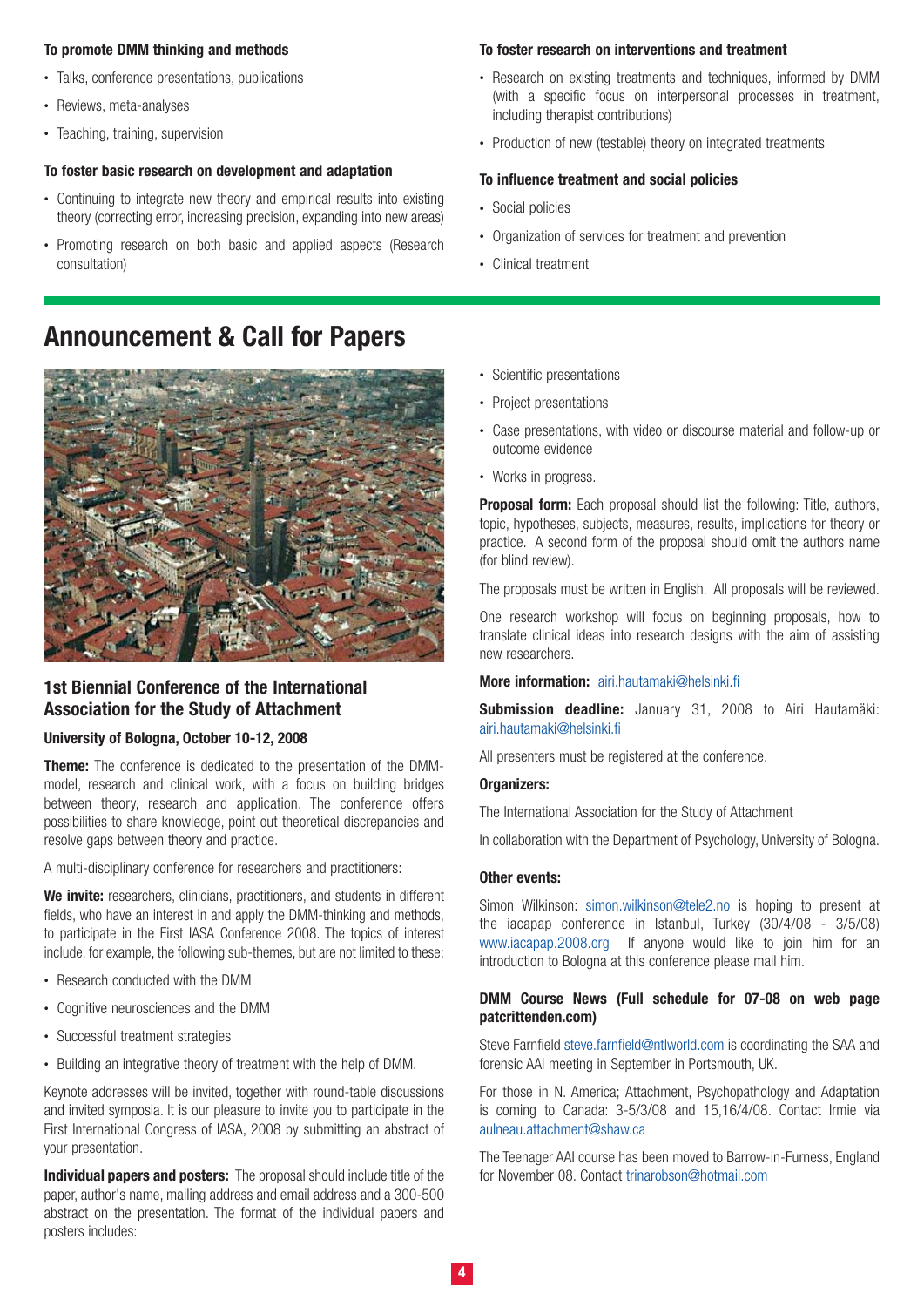**To promote DMM thinking and methods**

- Talks, conference presentations, publications
- Reviews, meta-analyses
- Teaching, training, supervision

**To foster basic research on development and adaptation**

- Continuing to integrate new theory and empirical results into existing theory (correcting error, increasing precision, expanding into new areas)
- Promoting research on both basic and applied aspects (Research consultation)

**To foster research on interventions and treatment**

- Research on existing treatments and techniques, informed by DMM (with a specific focus on interpersonal processes in treatment, including therapist contributions)
- Production of new (testable) theory on integrated treatments

**To influence treatment and social policies**

- Social policies
- Organization of services for treatment and prevention
- Clinical treatment

# Announcement & Call for Papers

## 1st Biennial Conference of the International Association for the Study of Attachment

**University of Bologna, October 10-12, 2008**

**Theme:** The conference is dedicated to the presentation of the DMM-model, research and clinical work, with a focus on building bridges between theory, research and application. The conference offers possibilities to share knowledge, point out theoretical discrepancies and resolve gaps between theory and practice.

A multi-disciplinary conference for researchers and practitioners:

**We invite:** researchers, clinicians, practitioners, and students in different fields, who have an interest in and apply the DMM-thinking and methods, to participate in the First IASA Conference 2008. The topics of interest include, for example, the following sub-themes, but are not limited to these:

- Research conducted with the DMM
- Cognitive neurosciences and the DMM
- Successful treatment strategies
- Building an integrative theory of treatment with the help of DMM.

Keynote addresses will be invited, together with round-table discussions and invited symposia. It is our pleasure to invite you to participate in the First International Congress of IASA, 2008 by submitting an abstract of your presentation.

**Individual papers and posters:** The proposal should include title of the paper, author's name, mailing address and email address and a 300-500 abstract on the presentation. The format of the individual papers and posters includes:

- Scientific presentations
- Project presentations
- Case presentations, with video or discourse material and follow-up or outcome evidence
- Works in progress.

**Proposal form:** Each proposal should list the following: Title, authors, topic, hypotheses, subjects, measures, results, implications for theory or practice. A second form of the proposal should omit the authors name (for blind review).

The proposals must be written in English. All proposals will be reviewed.

One research workshop will focus on beginning proposals, how to translate clinical ideas into research designs with the aim of assisting new researchers.

**More information:** airi.hautamaki@helsinki.fi

**Submission deadline:** January 31, 2008 to Airi Hautamäki: airi.hautamaki@helsinki.fi

All presenters must be registered at the conference.

**Organizers:**

The International Association for the Study of Attachment

In collaboration with the Department of Psychology, University of Bologna.

**Other events:**

Simon Wilkinson: simon.wilkinson@tele2.no is hoping to present at the iacapap conference in Istanbul, Turkey (30/4/08 - 3/5/08) www.iacapap.2008.org If anyone would like to join him for an introduction to Bologna at this conference please mail him.

**DMM Course News (Full schedule for 07-08 on web page patcrittenden.com)**

Steve Farnfield steve.farnfield@ntlworld.com is coordinating the SAA and forensic AAI meeting in September in Portsmouth, UK.

For those in N. America; Attachment, Psychopathology and Adaptation is coming to Canada: 3-5/3/08 and 15,16/4/08. Contact Irmie via aulneau.attachment@shaw.ca

The Teenager AAI course has been moved to Barrow-in-Furness, England for November 08. Contact trinarobson@hotmail.com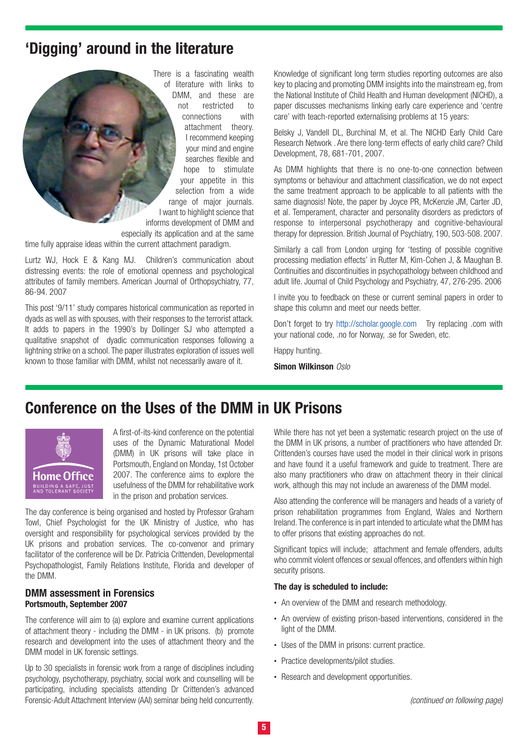## 'Digging' around in the literature

There is a fascinating wealth of literature with links to DMM, and these are not restricted to connections with attachment theory. I recommend keeping your mind and engine searches flexible and hope to stimulate your appetite in this selection from a wide range of major journals. I want to highlight science that informs development of DMM and especially its application and at the same time fully appraise ideas within the current attachment paradigm.

Lurtz WJ, Hock E & Kang MJ. Children's communication about distressing events: the role of emotional openness and psychological attributes of family members. American Journal of Orthopsychiatry, 77, 86-94. 2007

This post '9/11' study compares historical communication as reported in dyads as well as with spouses, with their responses to the terrorist attack. It adds to papers in the 1990's by Dollinger SJ who attempted a qualitative snapshot of dyadic communication responses following a lightning strike on a school. The paper illustrates exploration of issues well known to those familiar with DMM, whilst not necessarily aware of it.

Knowledge of significant long term studies reporting outcomes are also key to placing and promoting DMM insights into the mainstream eg, from the National Institute of Child Health and Human development (NICHD), a paper discusses mechanisms linking early care experience and 'centre care' with teach-reported externalising problems at 15 years:

Belsky J, Vandell DL, Burchinal M, et al. The NICHD Early Child Care Research Network . Are there long-term effects of early child care? Child Development, 78, 681-701, 2007.

As DMM highlights that there is no one-to-one connection between symptoms or behaviour and attachment classification, we do not expect the same treatment approach to be applicable to all patients with the same diagnosis! Note, the paper by Joyce PR, McKenzie JM, Carter JD, et al. Temperament, character and personality disorders as predictors of response to interpersonal psychotherapy and cognitive-behavioural therapy for depression. British Journal of Psychiatry, 190, 503-508. 2007.

Similarly a call from London urging for 'testing of possible cognitive processing mediation effects' in Rutter M, Kim-Cohen J, & Maughan B. Continuities and discontinuities in psychopathology between childhood and adult life. Journal of Child Psychology and Psychiatry, 47, 276-295. 2006

I invite you to feedback on these or current seminal papers in order to shape this column and meet our needs better.

Don't forget to try http://scholar.google.com Try replacing .com with your national code, .no for Norway, .se for Sweden, etc.

Happy hunting.

**Simon Wilkinson** *Oslo*

## Conference on the Uses of the DMM in UK Prisons

Home Office
BUILDING A SAFE, JUST AND TOLERANT SOCIETY

A first-of-its-kind conference on the potential uses of the Dynamic Maturational Model (DMM) in UK prisons will take place in Portsmouth, England on Monday, 1st October 2007. The conference aims to explore the usefulness of the DMM for rehabilitative work in the prison and probation services.

The day conference is being organised and hosted by Professor Graham Towl, Chief Psychologist for the UK Ministry of Justice, who has oversight and responsibility for psychological services provided by the UK prisons and probation services. The co-convenor and primary facilitator of the conference will be Dr. Patricia Crittenden, Developmental Psychopathologist, Family Relations Institute, Florida and developer of the DMM.

### DMM assessment in Forensics
**Portsmouth, September 2007**

The conference will aim to (a) explore and examine current applications of attachment theory - including the DMM - in UK prisons. (b) promote research and development into the uses of attachment theory and the DMM model in UK forensic settings.

Up to 30 specialists in forensic work from a range of disciplines including psychology, psychotherapy, psychiatry, social work and counselling will be participating, including specialists attending Dr Crittenden's advanced Forensic-Adult Attachment Interview (AAI) seminar being held concurrently.

While there has not yet been a systematic research project on the use of the DMM in UK prisons, a number of practitioners who have attended Dr. Crittenden's courses have used the model in their clinical work in prisons and have found it a useful framework and guide to treatment. There are also many practitioners who draw on attachment theory in their clinical work, although this may not include an awareness of the DMM model.

Also attending the conference will be managers and heads of a variety of prison rehabilitation programmes from England, Wales and Northern Ireland. The conference is in part intended to articulate what the DMM has to offer prisons that existing approaches do not.

Significant topics will include; attachment and female offenders, adults who commit violent offences or sexual offences, and offenders within high security prisons.

**The day is scheduled to include:**

- An overview of the DMM and research methodology.
- An overview of existing prison-based interventions, considered in the light of the DMM.
- Uses of the DMM in prisons: current practice.
- Practice developments/pilot studies.
- Research and development opportunities.

*(continued on following page)*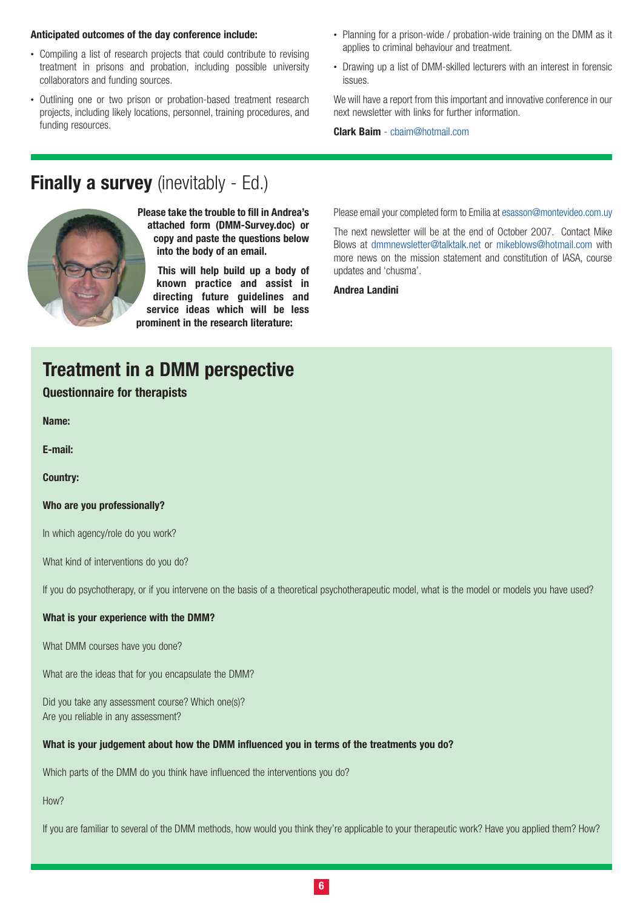**Anticipated outcomes of the day conference include:**

- Compiling a list of research projects that could contribute to revising treatment in prisons and probation, including possible university collaborators and funding sources.
- Outlining one or two prison or probation-based treatment research projects, including likely locations, personnel, training procedures, and funding resources.
- Planning for a prison-wide / probation-wide training on the DMM as it applies to criminal behaviour and treatment.
- Drawing up a list of DMM-skilled lecturers with an interest in forensic issues.

We will have a report from this important and innovative conference in our next newsletter with links for further information.

**Clark Baim** - cbaim@hotmail.com

## **Finally a survey** (inevitably - Ed.)

**Please take the trouble to fill in Andrea's attached form (DMM-Survey.doc) or copy and paste the questions below into the body of an email.**

**This will help build up a body of known practice and assist in directing future guidelines and service ideas which will be less prominent in the research literature:**

Please email your completed form to Emilia at esasson@montevideo.com.uy

The next newsletter will be at the end of October 2007. Contact Mike Blows at dmmnewsletter@talktalk.net or mikeblows@hotmail.com with more news on the mission statement and constitution of IASA, course updates and 'chusma'.

**Andrea Landini**

## Treatment in a DMM perspective

### Questionnaire for therapists

**Name:**

**E-mail:**

**Country:**

**Who are you professionally?**

In which agency/role do you work?

What kind of interventions do you do?

If you do psychotherapy, or if you intervene on the basis of a theoretical psychotherapeutic model, what is the model or models you have used?

**What is your experience with the DMM?**

What DMM courses have you done?

What are the ideas that for you encapsulate the DMM?

Did you take any assessment course? Which one(s)?
Are you reliable in any assessment?

**What is your judgement about how the DMM influenced you in terms of the treatments you do?**

Which parts of the DMM do you think have influenced the interventions you do?

How?

If you are familiar to several of the DMM methods, how would you think they're applicable to your therapeutic work? Have you applied them? How?